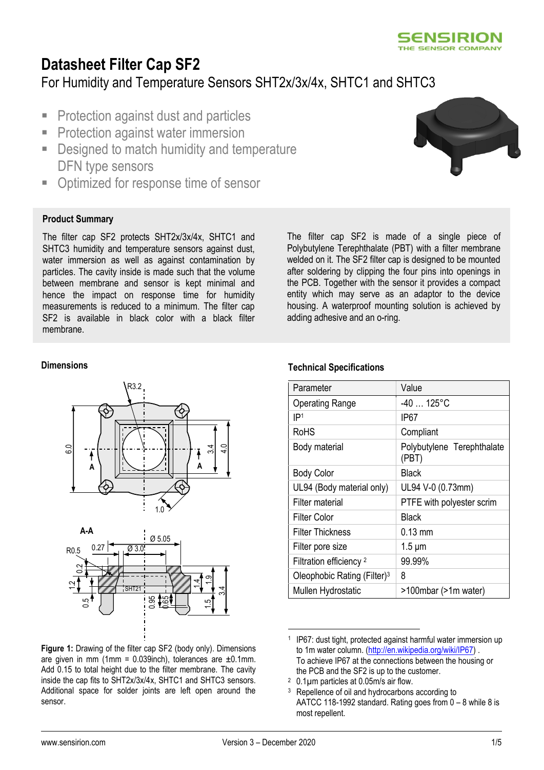# Datasheet Filter Cap SF2

For Humidity and Temperature Sensors SHT2x/3x/4x, SHTC1 and SHTC3

- Protection against dust and particles
- Protection against water immersion
- Designed to match humidity and temperature DFN type sensors
- Optimized for response time of sensor

## Product Summary

The filter cap SF2 protects SHT2x/3x/4x, SHTC1 and SHTC3 humidity and temperature sensors against dust, water immersion as well as against contamination by particles. The cavity inside is made such that the volume between membrane and sensor is kept minimal and hence the impact on response time for humidity measurements is reduced to a minimum. The filter cap SF2 is available in black color with a black filter membrane.

The filter cap SF2 is made of a single piece of Polybutylene Terephthalate (PBT) with a filter membrane welded on it. The SF2 filter cap is designed to be mounted after soldering by clipping the four pins into openings in the PCB. Together with the sensor it provides a compact entity which may serve as an adaptor to the device housing. A waterproof mounting solution is achieved by adding adhesive and an o-ring.

## Dimensions

**Figure 1:** Drawing of the filter cap SF2 (body only). Dimensions are given in mm (1mm = 0.039inch), tolerances are ±0.1mm. Add 0.15 to total height due to the filter membrane. The cavity inside the cap fits to SHT2x/3x/4x, SHTC1 and SHTC3 sensors. Additional space for solder joints are left open around the sensor.

## Technical Specifications

| Parameter | Value |
|---|---|
| Operating Range | -40 … 125°C |
| IP[1] | IP67 |
| RoHS | Compliant |
| Body material | Polybutylene Terephthalate (PBT) |
| Body Color | Black |
| UL94 (Body material only) | UL94 V-0 (0.73mm) |
| Filter material | PTFE with polyester scrim |
| Filter Color | Black |
| Filter Thickness | 0.13 mm |
| Filter pore size | 1.5 µm |
| Filtration efficiency [2] | 99.99% |
| Oleophobic Rating (Filter)[3] | 8 |
| Mullen Hydrostatic | >100mbar (>1m water) |

[1] IP67: dust tight, protected against harmful water immersion up to 1m water column. (http://en.wikipedia.org/wiki/IP67) . To achieve IP67 at the connections between the housing or the PCB and the SF2 is up to the customer.

[2] 0.1µm particles at 0.05m/s air flow.

[3] Repellence of oil and hydrocarbons according to AATCC 118-1992 standard. Rating goes from 0 – 8 while 8 is most repellent.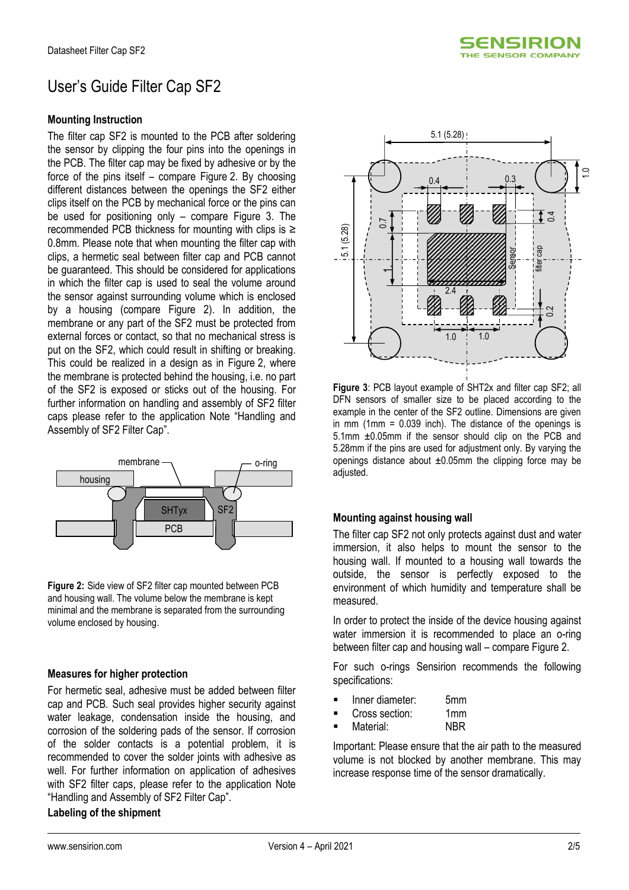# User's Guide Filter Cap SF2

### Mounting Instruction

The filter cap SF2 is mounted to the PCB after soldering the sensor by clipping the four pins into the openings in the PCB. The filter cap may be fixed by adhesive or by the force of the pins itself – compare Figure 2. By choosing different distances between the openings the SF2 either clips itself on the PCB by mechanical force or the pins can be used for positioning only – compare Figure 3. The recommended PCB thickness for mounting with clips is ≥ 0.8mm. Please note that when mounting the filter cap with clips, a hermetic seal between filter cap and PCB cannot be guaranteed. This should be considered for applications in which the filter cap is used to seal the volume around the sensor against surrounding volume which is enclosed by a housing (compare Figure 2). In addition, the membrane or any part of the SF2 must be protected from external forces or contact, so that no mechanical stress is put on the SF2, which could result in shifting or breaking. This could be realized in a design as in Figure 2, where the membrane is protected behind the housing, i.e. no part of the SF2 is exposed or sticks out of the housing. For further information on handling and assembly of SF2 filter caps please refer to the application Note "Handling and Assembly of SF2 Filter Cap".

**Figure 2:** Side view of SF2 filter cap mounted between PCB and housing wall. The volume below the membrane is kept minimal and the membrane is separated from the surrounding volume enclosed by housing.

### Measures for higher protection

For hermetic seal, adhesive must be added between filter cap and PCB. Such seal provides higher security against water leakage, condensation inside the housing, and corrosion of the soldering pads of the sensor. If corrosion of the solder contacts is a potential problem, it is recommended to cover the solder joints with adhesive as well. For further information on application of adhesives with SF2 filter caps, please refer to the application Note "Handling and Assembly of SF2 Filter Cap".

### Labeling of the shipment

**Figure 3**: PCB layout example of SHT2x and filter cap SF2; all DFN sensors of smaller size to be placed according to the example in the center of the SF2 outline. Dimensions are given in mm (1mm = 0.039 inch). The distance of the openings is 5.1mm ±0.05mm if the sensor should clip on the PCB and 5.28mm if the pins are used for adjustment only. By varying the openings distance about ±0.05mm the clipping force may be adjusted.

### Mounting against housing wall

The filter cap SF2 not only protects against dust and water immersion, it also helps to mount the sensor to the housing wall. If mounted to a housing wall towards the outside, the sensor is perfectly exposed to the environment of which humidity and temperature shall be measured.

In order to protect the inside of the device housing against water immersion it is recommended to place an o-ring between filter cap and housing wall – compare Figure 2.

For such o-rings Sensirion recommends the following specifications:

- Inner diameter: 5mm
- Cross section: 1mm
- Material: NBR

Important: Please ensure that the air path to the measured volume is not blocked by another membrane. This may increase response time of the sensor dramatically.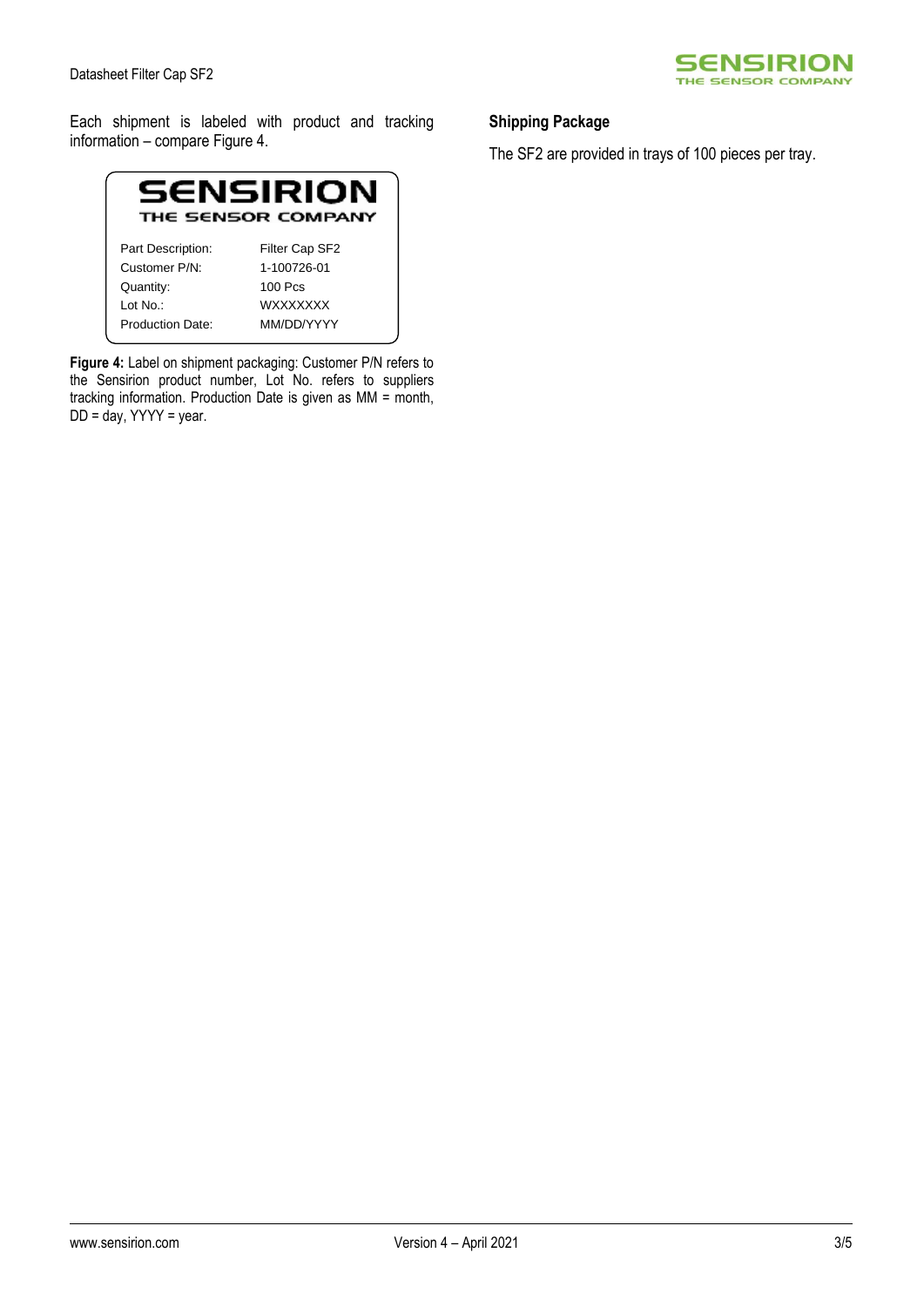Each shipment is labeled with product and tracking information – compare Figure 4.

**SENSIRION**
**THE SENSOR COMPANY**

| Part Description: | Filter Cap SF2 |
| --- | --- |
| Customer P/N: | 1-100726-01 |
| Quantity: | 100 Pcs |
| Lot No.: | WXXXXXXX |
| Production Date: | MM/DD/YYYY |

**Figure 4:** Label on shipment packaging: Customer P/N refers to the Sensirion product number, Lot No. refers to suppliers tracking information. Production Date is given as MM = month, DD = day, YYYY = year.

**Shipping Package**

The SF2 are provided in trays of 100 pieces per tray.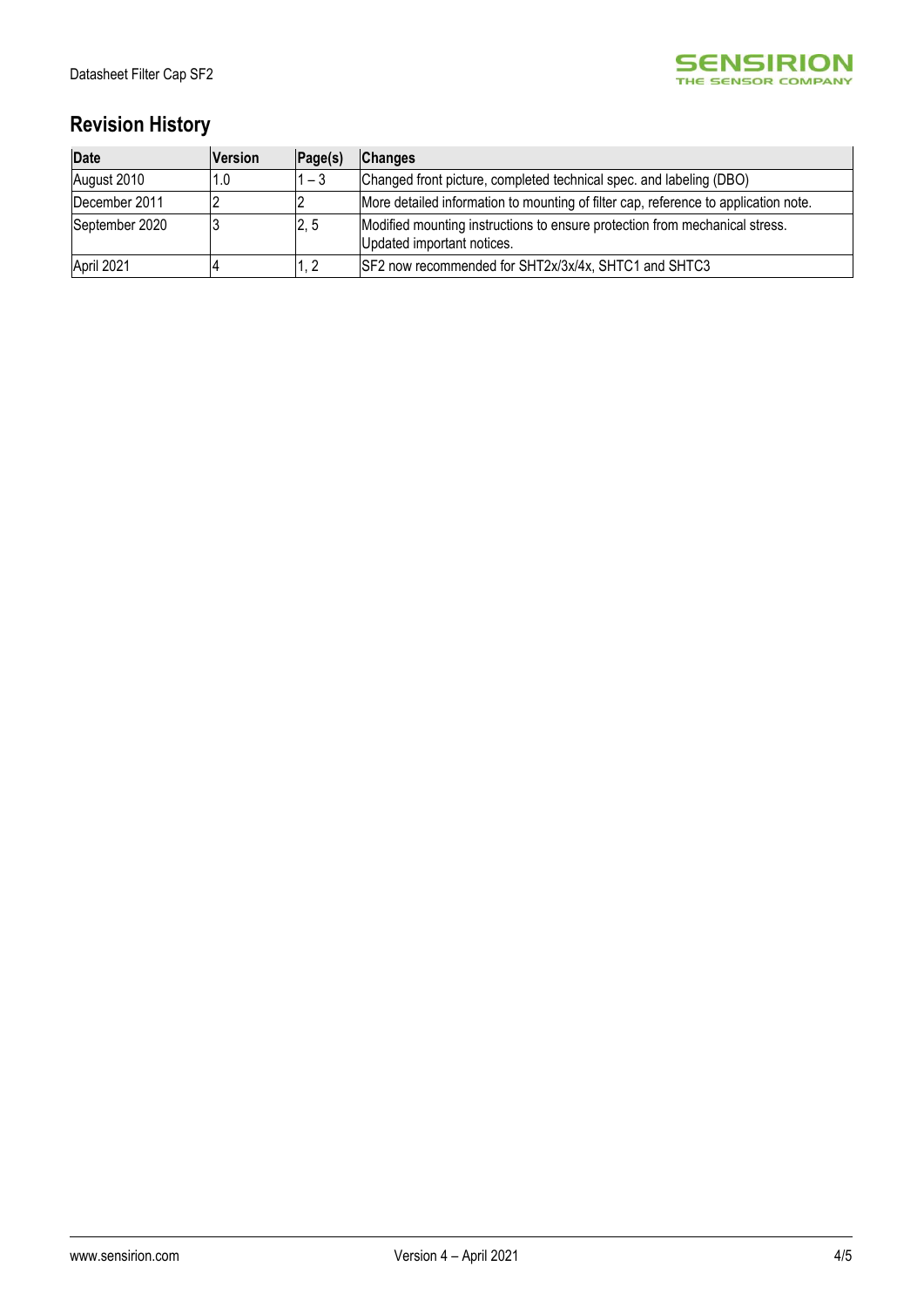## Revision History

| Date | Version | Page(s) | Changes |
| --- | --- | --- | --- |
| August 2010 | 1.0 | 1 – 3 | Changed front picture, completed technical spec. and labeling (DBO) |
| December 2011 | 2 | 2 | More detailed information to mounting of filter cap, reference to application note. |
| September 2020 | 3 | 2, 5 | Modified mounting instructions to ensure protection from mechanical stress. Updated important notices. |
| April 2021 | 4 | 1, 2 | SF2 now recommended for SHT2x/3x/4x, SHTC1 and SHTC3 |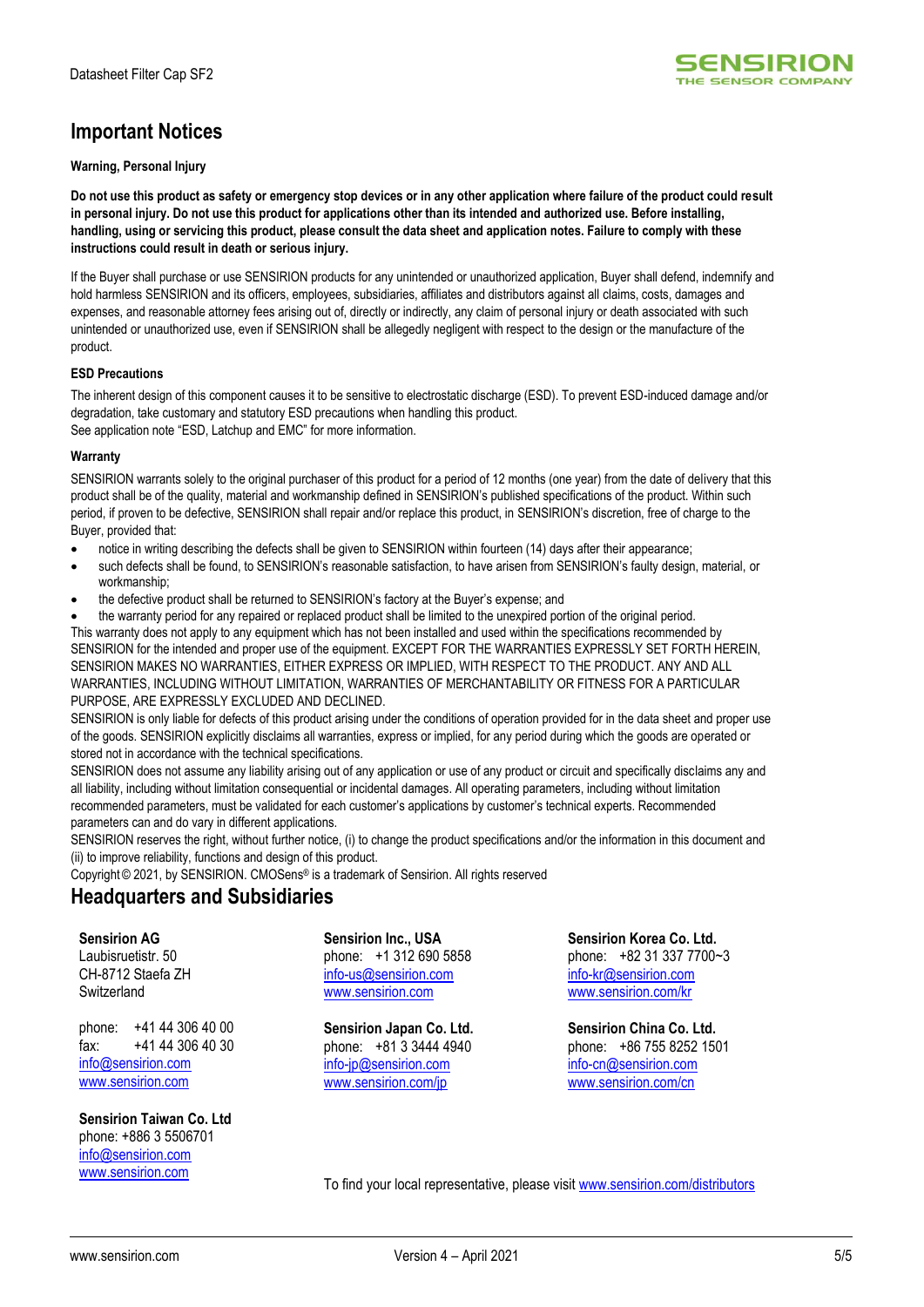## Important Notices

**Warning, Personal Injury**

**Do not use this product as safety or emergency stop devices or in any other application where failure of the product could result in personal injury. Do not use this product for applications other than its intended and authorized use. Before installing, handling, using or servicing this product, please consult the data sheet and application notes. Failure to comply with these instructions could result in death or serious injury.**

If the Buyer shall purchase or use SENSIRION products for any unintended or unauthorized application, Buyer shall defend, indemnify and hold harmless SENSIRION and its officers, employees, subsidiaries, affiliates and distributors against all claims, costs, damages and expenses, and reasonable attorney fees arising out of, directly or indirectly, any claim of personal injury or death associated with such unintended or unauthorized use, even if SENSIRION shall be allegedly negligent with respect to the design or the manufacture of the product.

**ESD Precautions**

The inherent design of this component causes it to be sensitive to electrostatic discharge (ESD). To prevent ESD-induced damage and/or degradation, take customary and statutory ESD precautions when handling this product.
See application note "ESD, Latchup and EMC" for more information.

**Warranty**

SENSIRION warrants solely to the original purchaser of this product for a period of 12 months (one year) from the date of delivery that this product shall be of the quality, material and workmanship defined in SENSIRION's published specifications of the product. Within such period, if proven to be defective, SENSIRION shall repair and/or replace this product, in SENSIRION's discretion, free of charge to the Buyer, provided that:

- notice in writing describing the defects shall be given to SENSIRION within fourteen (14) days after their appearance;
- such defects shall be found, to SENSIRION's reasonable satisfaction, to have arisen from SENSIRION's faulty design, material, or workmanship;
- the defective product shall be returned to SENSIRION's factory at the Buyer's expense; and
- the warranty period for any repaired or replaced product shall be limited to the unexpired portion of the original period.

This warranty does not apply to any equipment which has not been installed and used within the specifications recommended by SENSIRION for the intended and proper use of the equipment. EXCEPT FOR THE WARRANTIES EXPRESSLY SET FORTH HEREIN, SENSIRION MAKES NO WARRANTIES, EITHER EXPRESS OR IMPLIED, WITH RESPECT TO THE PRODUCT. ANY AND ALL WARRANTIES, INCLUDING WITHOUT LIMITATION, WARRANTIES OF MERCHANTABILITY OR FITNESS FOR A PARTICULAR PURPOSE, ARE EXPRESSLY EXCLUDED AND DECLINED.

SENSIRION is only liable for defects of this product arising under the conditions of operation provided for in the data sheet and proper use of the goods. SENSIRION explicitly disclaims all warranties, express or implied, for any period during which the goods are operated or stored not in accordance with the technical specifications.

SENSIRION does not assume any liability arising out of any application or use of any product or circuit and specifically disclaims any and all liability, including without limitation consequential or incidental damages. All operating parameters, including without limitation recommended parameters, must be validated for each customer's applications by customer's technical experts. Recommended parameters can and do vary in different applications.

SENSIRION reserves the right, without further notice, (i) to change the product specifications and/or the information in this document and (ii) to improve reliability, functions and design of this product.

Copyright © 2021, by SENSIRION. CMOSens® is a trademark of Sensirion. All rights reserved

## Headquarters and Subsidiaries

**Sensirion AG**
Laubisruetistr. 50
CH-8712 Staefa ZH
Switzerland

phone: +41 44 306 40 00
fax: +41 44 306 40 30
info@sensirion.com
www.sensirion.com

**Sensirion Taiwan Co. Ltd**
phone: +886 3 5506701
info@sensirion.com
www.sensirion.com

**Sensirion Inc., USA**
phone: +1 312 690 5858
info-us@sensirion.com
www.sensirion.com

**Sensirion Japan Co. Ltd.**
phone: +81 3 3444 4940
info-jp@sensirion.com
www.sensirion.com/jp

**Sensirion Korea Co. Ltd.**
phone: +82 31 337 7700~3
info-kr@sensirion.com
www.sensirion.com/kr

**Sensirion China Co. Ltd.**
phone: +86 755 8252 1501
info-cn@sensirion.com
www.sensirion.com/cn

To find your local representative, please visit www.sensirion.com/distributors